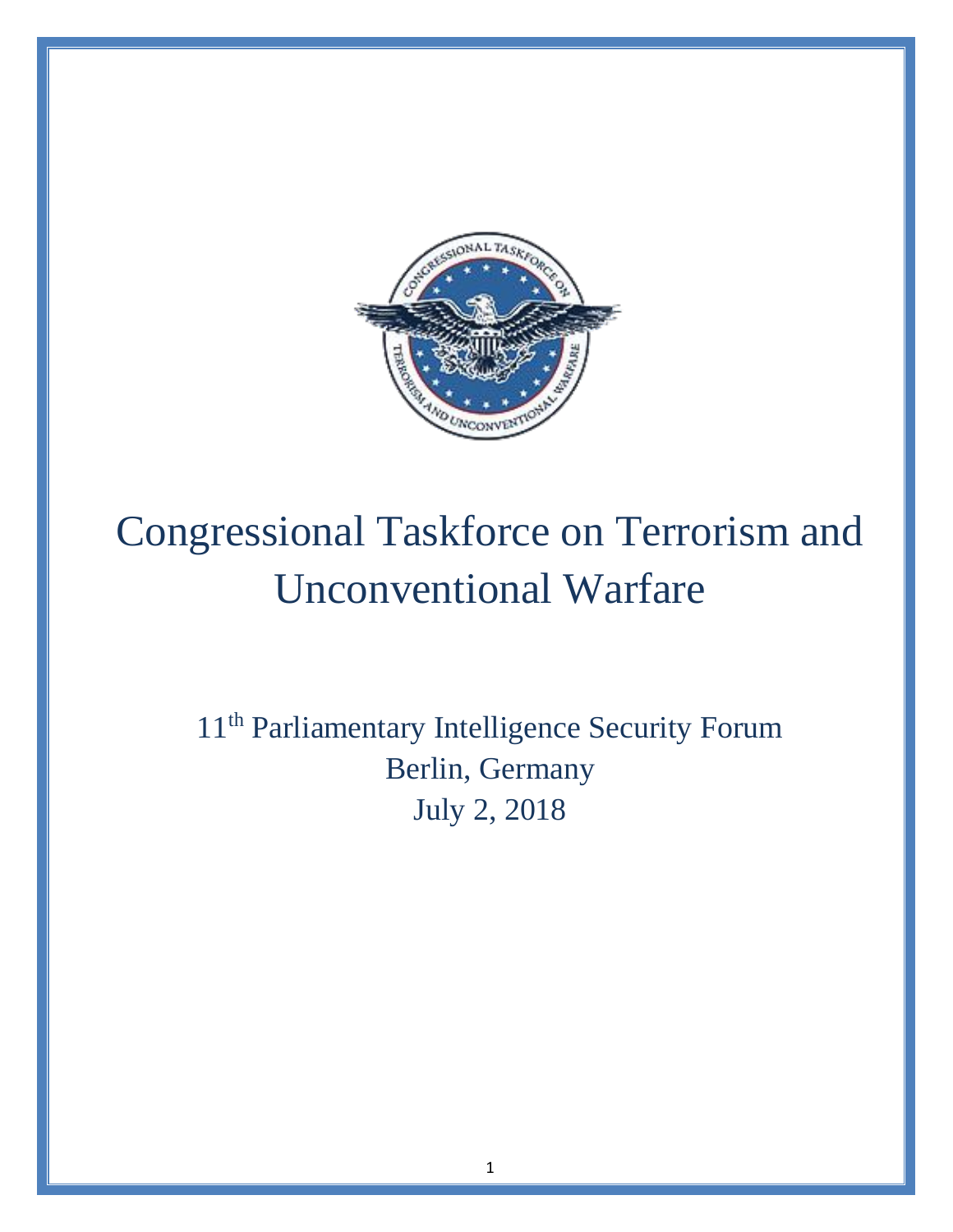# Congressional Taskforce on Terrorism and Unconventional Warfare

11th Parliamentary Intelligence Security Forum
Berlin, Germany
July 2, 2018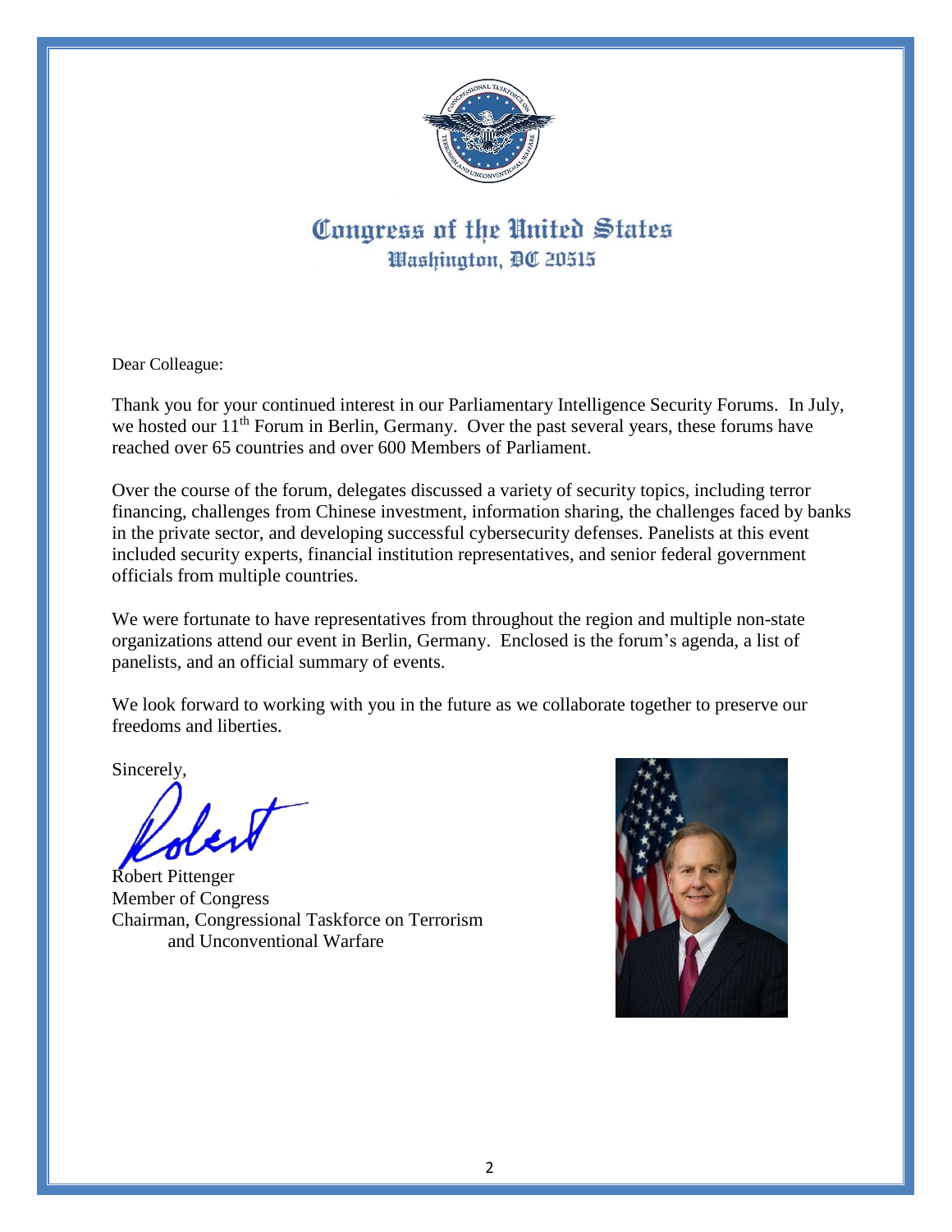# Congress of the United States
## Washington, DC 20515

Dear Colleague:

Thank you for your continued interest in our Parliamentary Intelligence Security Forums. In July, we hosted our 11th Forum in Berlin, Germany. Over the past several years, these forums have reached over 65 countries and over 600 Members of Parliament.

Over the course of the forum, delegates discussed a variety of security topics, including terror financing, challenges from Chinese investment, information sharing, the challenges faced by banks in the private sector, and developing successful cybersecurity defenses. Panelists at this event included security experts, financial institution representatives, and senior federal government officials from multiple countries.

We were fortunate to have representatives from throughout the region and multiple non-state organizations attend our event in Berlin, Germany. Enclosed is the forum's agenda, a list of panelists, and an official summary of events.

We look forward to working with you in the future as we collaborate together to preserve our freedoms and liberties.

Sincerely,

Robert Pittenger
Member of Congress
Chairman, Congressional Taskforce on Terrorism and Unconventional Warfare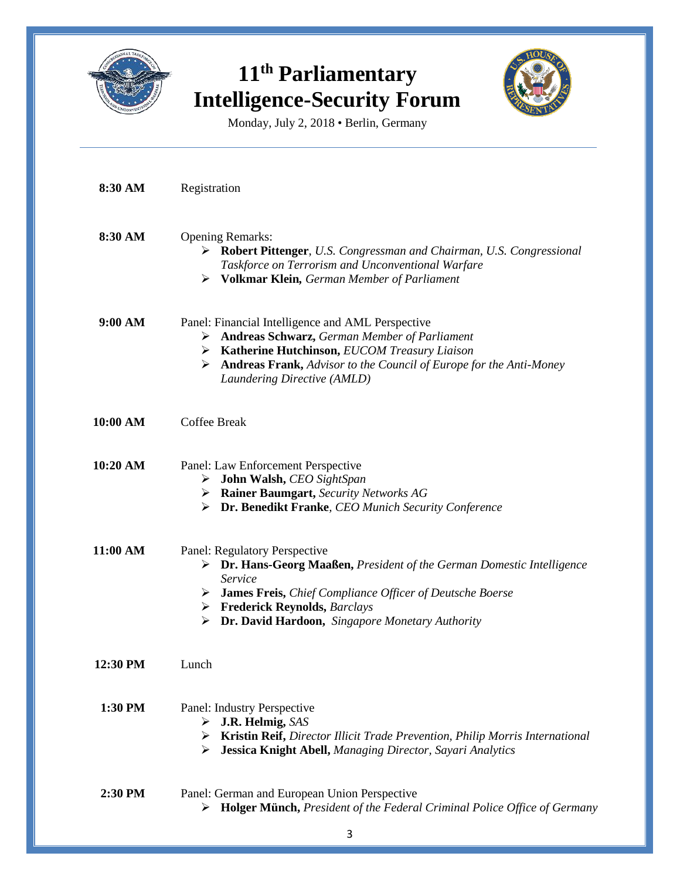# 11th Parliamentary Intelligence-Security Forum

Monday, July 2, 2018 • Berlin, Germany

---

**8:30 AM** Registration

**8:30 AM** Opening Remarks:

- **Robert Pittenger**, *U.S. Congressman and Chairman, U.S. Congressional Taskforce on Terrorism and Unconventional Warfare*
- **Volkmar Klein,** *German Member of Parliament*

**9:00 AM** Panel: Financial Intelligence and AML Perspective

- **Andreas Schwarz,** *German Member of Parliament*
- **Katherine Hutchinson,** *EUCOM Treasury Liaison*
- **Andreas Frank,** *Advisor to the Council of Europe for the Anti-Money Laundering Directive (AMLD)*

**10:00 AM** Coffee Break

**10:20 AM** Panel: Law Enforcement Perspective

- **John Walsh,** *CEO SightSpan*
- **Rainer Baumgart,** *Security Networks AG*
- **Dr. Benedikt Franke**, *CEO Munich Security Conference*

**11:00 AM** Panel: Regulatory Perspective

- **Dr. Hans-Georg Maaßen,** *President of the German Domestic Intelligence Service*
- **James Freis,** *Chief Compliance Officer of Deutsche Boerse*
- **Frederick Reynolds,** *Barclays*
- **Dr. David Hardoon,** *Singapore Monetary Authority*

**12:30 PM** Lunch

**1:30 PM** Panel: Industry Perspective

- **J.R. Helmig,** *SAS*
- **Kristin Reif,** *Director Illicit Trade Prevention, Philip Morris International*
- **Jessica Knight Abell,** *Managing Director, Sayari Analytics*

**2:30 PM** Panel: German and European Union Perspective

- **Holger Münch,** *President of the Federal Criminal Police Office of Germany*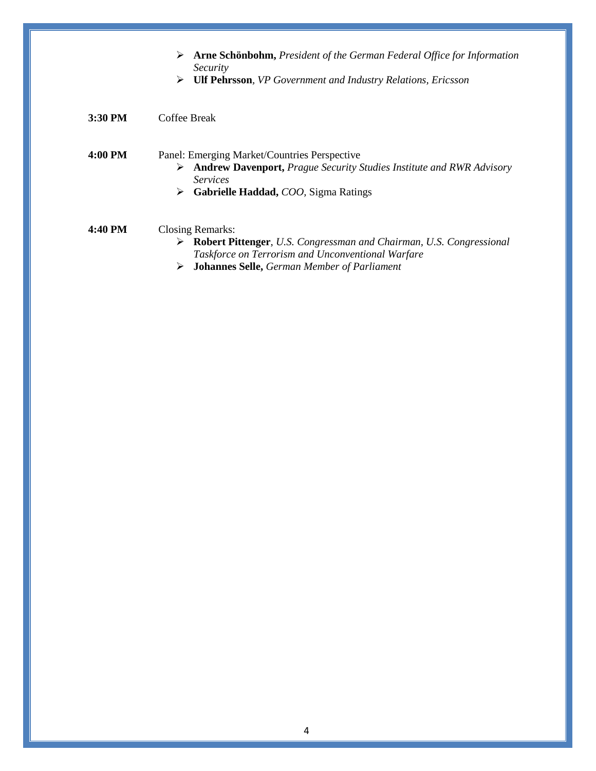- **Arne Schönbohm,** *President of the German Federal Office for Information Security*
- **Ulf Pehrsson**, *VP Government and Industry Relations, Ericsson*

**3:30 PM** Coffee Break

**4:00 PM** Panel: Emerging Market/Countries Perspective

- **Andrew Davenport,** *Prague Security Studies Institute and RWR Advisory Services*
- **Gabrielle Haddad,** *COO,* Sigma Ratings

**4:40 PM** Closing Remarks:

- **Robert Pittenger**, *U.S. Congressman and Chairman, U.S. Congressional Taskforce on Terrorism and Unconventional Warfare*
- **Johannes Selle,** *German Member of Parliament*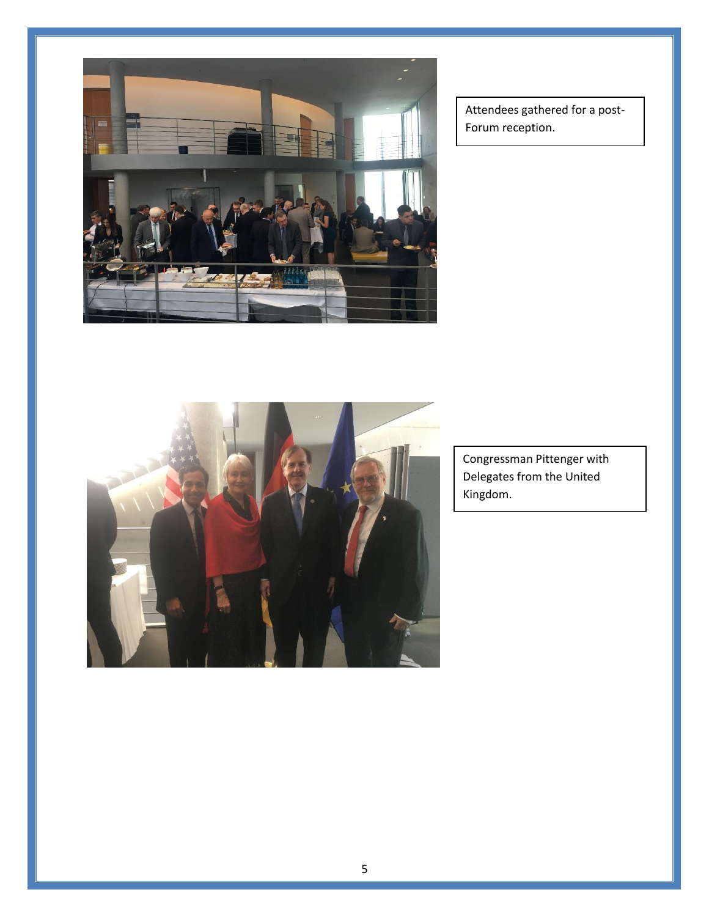Attendees gathered for a post-Forum reception.

Congressman Pittenger with Delegates from the United Kingdom.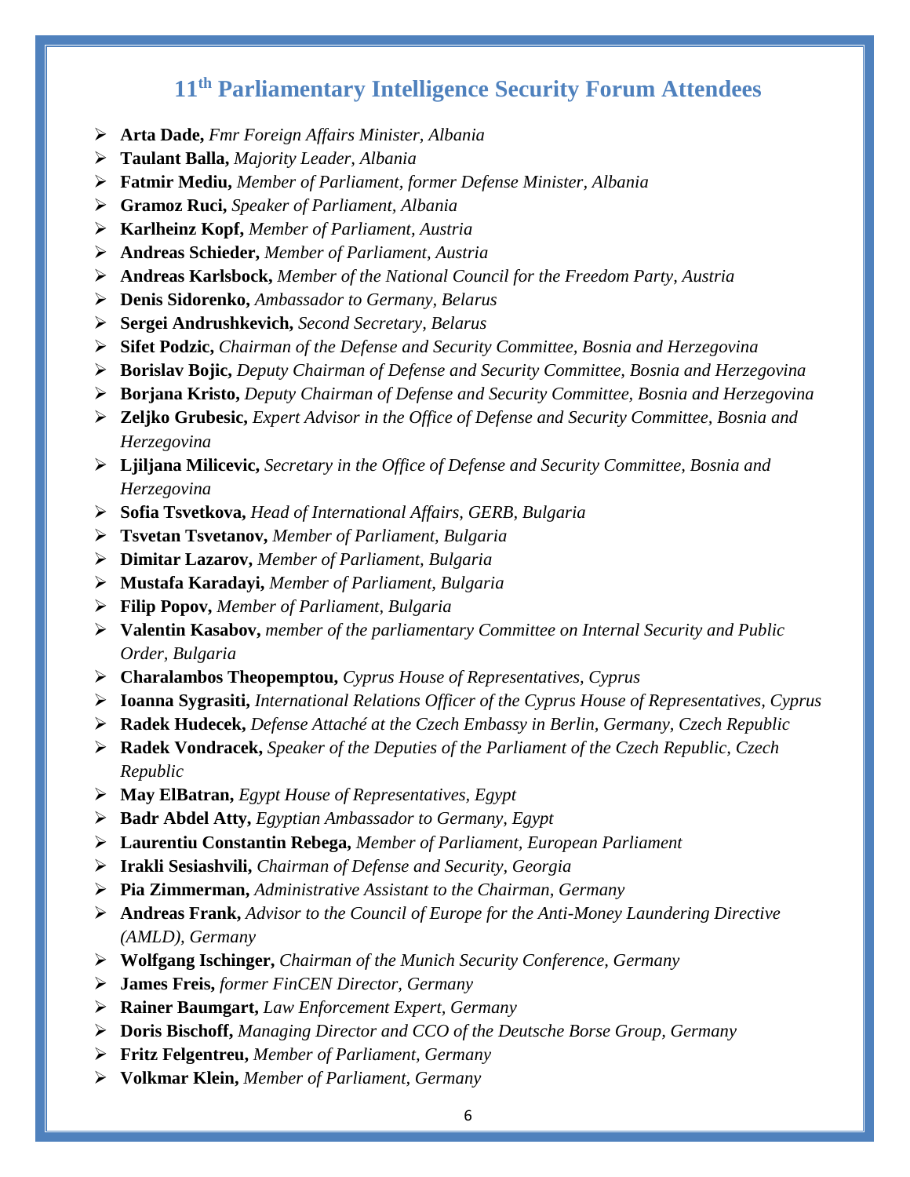# 11th Parliamentary Intelligence Security Forum Attendees

- **Arta Dade,** *Fmr Foreign Affairs Minister, Albania*
- **Taulant Balla,** *Majority Leader, Albania*
- **Fatmir Mediu,** *Member of Parliament, former Defense Minister, Albania*
- **Gramoz Ruci,** *Speaker of Parliament, Albania*
- **Karlheinz Kopf,** *Member of Parliament, Austria*
- **Andreas Schieder,** *Member of Parliament, Austria*
- **Andreas Karlsbock,** *Member of the National Council for the Freedom Party, Austria*
- **Denis Sidorenko,** *Ambassador to Germany, Belarus*
- **Sergei Andrushkevich,** *Second Secretary, Belarus*
- **Sifet Podzic,** *Chairman of the Defense and Security Committee, Bosnia and Herzegovina*
- **Borislav Bojic,** *Deputy Chairman of Defense and Security Committee, Bosnia and Herzegovina*
- **Borjana Kristo,** *Deputy Chairman of Defense and Security Committee, Bosnia and Herzegovina*
- **Zeljko Grubesic,** *Expert Advisor in the Office of Defense and Security Committee, Bosnia and Herzegovina*
- **Ljiljana Milicevic,** *Secretary in the Office of Defense and Security Committee, Bosnia and Herzegovina*
- **Sofia Tsvetkova,** *Head of International Affairs, GERB, Bulgaria*
- **Tsvetan Tsvetanov,** *Member of Parliament, Bulgaria*
- **Dimitar Lazarov,** *Member of Parliament, Bulgaria*
- **Mustafa Karadayi,** *Member of Parliament, Bulgaria*
- **Filip Popov,** *Member of Parliament, Bulgaria*
- **Valentin Kasabov,** *member of the parliamentary Committee on Internal Security and Public Order, Bulgaria*
- **Charalambos Theopemptou,** *Cyprus House of Representatives, Cyprus*
- **Ioanna Sygrasiti,** *International Relations Officer of the Cyprus House of Representatives, Cyprus*
- **Radek Hudecek,** *Defense Attaché at the Czech Embassy in Berlin, Germany, Czech Republic*
- **Radek Vondracek,** *Speaker of the Deputies of the Parliament of the Czech Republic, Czech Republic*
- **May ElBatran,** *Egypt House of Representatives, Egypt*
- **Badr Abdel Atty,** *Egyptian Ambassador to Germany, Egypt*
- **Laurentiu Constantin Rebega,** *Member of Parliament, European Parliament*
- **Irakli Sesiashvili,** *Chairman of Defense and Security, Georgia*
- **Pia Zimmerman,** *Administrative Assistant to the Chairman, Germany*
- **Andreas Frank,** *Advisor to the Council of Europe for the Anti-Money Laundering Directive (AMLD), Germany*
- **Wolfgang Ischinger,** *Chairman of the Munich Security Conference, Germany*
- **James Freis,** *former FinCEN Director, Germany*
- **Rainer Baumgart,** *Law Enforcement Expert, Germany*
- **Doris Bischoff,** *Managing Director and CCO of the Deutsche Borse Group, Germany*
- **Fritz Felgentreu,** *Member of Parliament, Germany*
- **Volkmar Klein,** *Member of Parliament, Germany*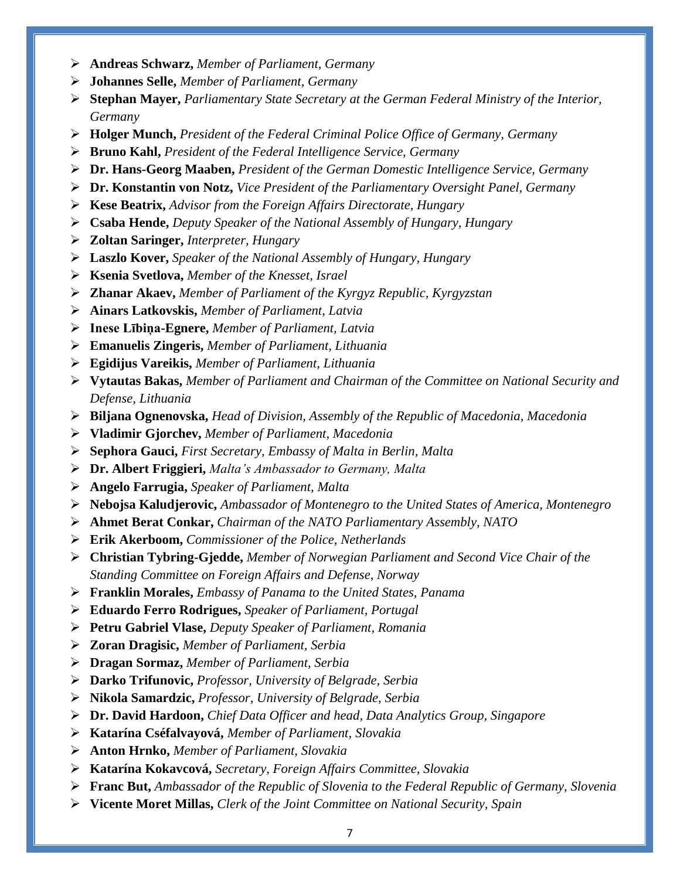- **Andreas Schwarz,** *Member of Parliament, Germany*
- **Johannes Selle,** *Member of Parliament, Germany*
- **Stephan Mayer,** *Parliamentary State Secretary at the German Federal Ministry of the Interior, Germany*
- **Holger Munch,** *President of the Federal Criminal Police Office of Germany, Germany*
- **Bruno Kahl,** *President of the Federal Intelligence Service, Germany*
- **Dr. Hans-Georg Maaben,** *President of the German Domestic Intelligence Service, Germany*
- **Dr. Konstantin von Notz,** *Vice President of the Parliamentary Oversight Panel, Germany*
- **Kese Beatrix,** *Advisor from the Foreign Affairs Directorate, Hungary*
- **Csaba Hende,** *Deputy Speaker of the National Assembly of Hungary, Hungary*
- **Zoltan Saringer,** *Interpreter, Hungary*
- **Laszlo Kover,** *Speaker of the National Assembly of Hungary, Hungary*
- **Ksenia Svetlova,** *Member of the Knesset, Israel*
- **Zhanar Akaev,** *Member of Parliament of the Kyrgyz Republic, Kyrgyzstan*
- **Ainars Latkovskis,** *Member of Parliament, Latvia*
- **Inese Lībiņa-Egnere,** *Member of Parliament, Latvia*
- **Emanuelis Zingeris,** *Member of Parliament, Lithuania*
- **Egidijus Vareikis,** *Member of Parliament, Lithuania*
- **Vytautas Bakas,** *Member of Parliament and Chairman of the Committee on National Security and Defense, Lithuania*
- **Biljana Ognenovska,** *Head of Division, Assembly of the Republic of Macedonia, Macedonia*
- **Vladimir Gjorchev,** *Member of Parliament, Macedonia*
- **Sephora Gauci,** *First Secretary, Embassy of Malta in Berlin, Malta*
- **Dr. Albert Friggieri,** *Malta's Ambassador to Germany, Malta*
- **Angelo Farrugia,** *Speaker of Parliament, Malta*
- **Nebojsa Kaludjerovic,** *Ambassador of Montenegro to the United States of America, Montenegro*
- **Ahmet Berat Conkar,** *Chairman of the NATO Parliamentary Assembly, NATO*
- **Erik Akerboom,** *Commissioner of the Police, Netherlands*
- **Christian Tybring-Gjedde,** *Member of Norwegian Parliament and Second Vice Chair of the Standing Committee on Foreign Affairs and Defense, Norway*
- **Franklin Morales,** *Embassy of Panama to the United States, Panama*
- **Eduardo Ferro Rodrigues,** *Speaker of Parliament, Portugal*
- **Petru Gabriel Vlase,** *Deputy Speaker of Parliament, Romania*
- **Zoran Dragisic,** *Member of Parliament, Serbia*
- **Dragan Sormaz,** *Member of Parliament, Serbia*
- **Darko Trifunovic,** *Professor, University of Belgrade, Serbia*
- **Nikola Samardzic,** *Professor, University of Belgrade, Serbia*
- **Dr. David Hardoon,** *Chief Data Officer and head, Data Analytics Group, Singapore*
- **Katarína Cséfalvayová,** *Member of Parliament, Slovakia*
- **Anton Hrnko,** *Member of Parliament, Slovakia*
- **Katarína Kokavcová,** *Secretary, Foreign Affairs Committee, Slovakia*
- **Franc But,** *Ambassador of the Republic of Slovenia to the Federal Republic of Germany, Slovenia*
- **Vicente Moret Millas,** *Clerk of the Joint Committee on National Security, Spain*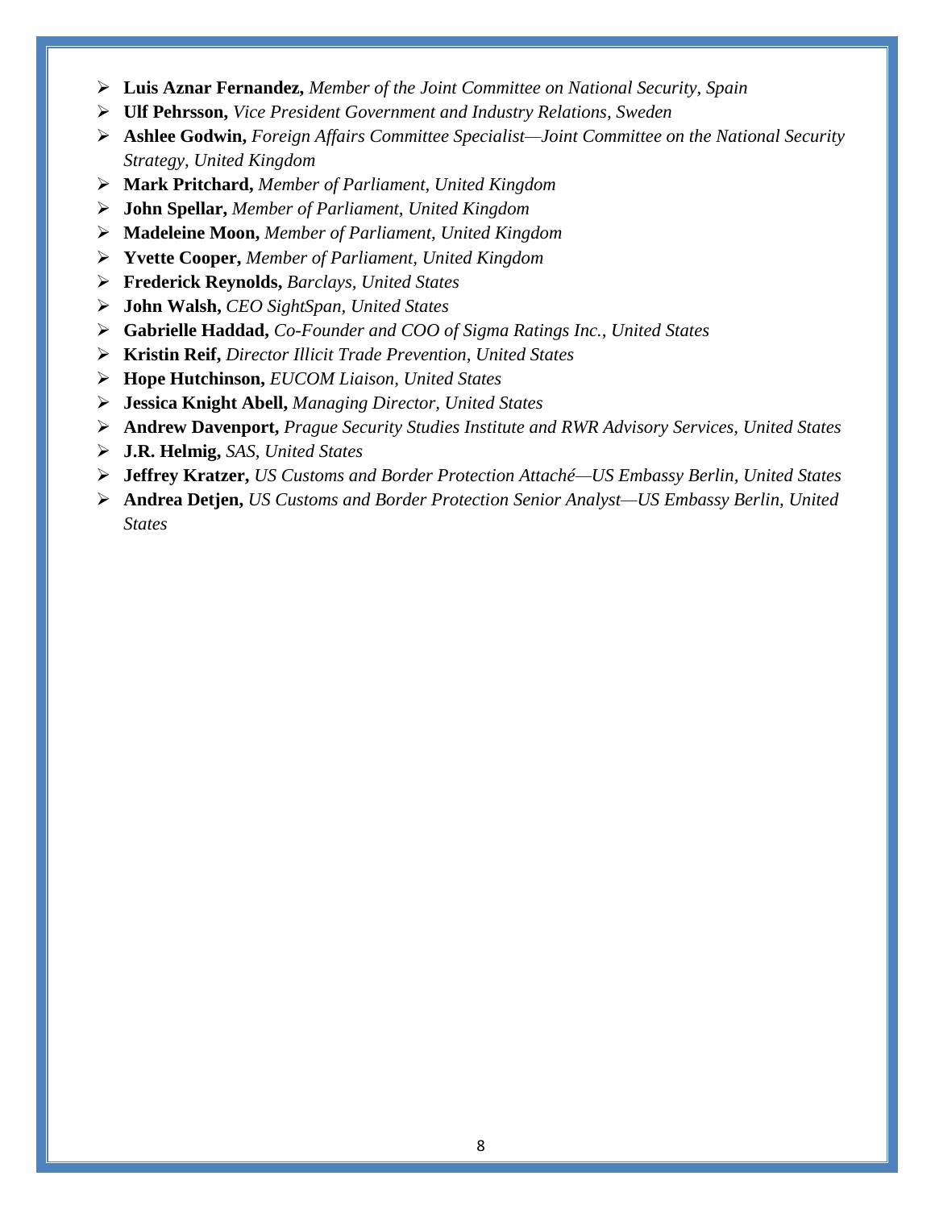- **Luis Aznar Fernandez,** *Member of the Joint Committee on National Security, Spain*
- **Ulf Pehrsson,** *Vice President Government and Industry Relations, Sweden*
- **Ashlee Godwin,** *Foreign Affairs Committee Specialist—Joint Committee on the National Security Strategy, United Kingdom*
- **Mark Pritchard,** *Member of Parliament, United Kingdom*
- **John Spellar,** *Member of Parliament, United Kingdom*
- **Madeleine Moon,** *Member of Parliament, United Kingdom*
- **Yvette Cooper,** *Member of Parliament, United Kingdom*
- **Frederick Reynolds,** *Barclays, United States*
- **John Walsh,** *CEO SightSpan, United States*
- **Gabrielle Haddad,** *Co-Founder and COO of Sigma Ratings Inc., United States*
- **Kristin Reif,** *Director Illicit Trade Prevention, United States*
- **Hope Hutchinson,** *EUCOM Liaison, United States*
- **Jessica Knight Abell,** *Managing Director, United States*
- **Andrew Davenport,** *Prague Security Studies Institute and RWR Advisory Services, United States*
- **J.R. Helmig,** *SAS, United States*
- **Jeffrey Kratzer,** *US Customs and Border Protection Attaché—US Embassy Berlin, United States*
- **Andrea Detjen,** *US Customs and Border Protection Senior Analyst—US Embassy Berlin, United States*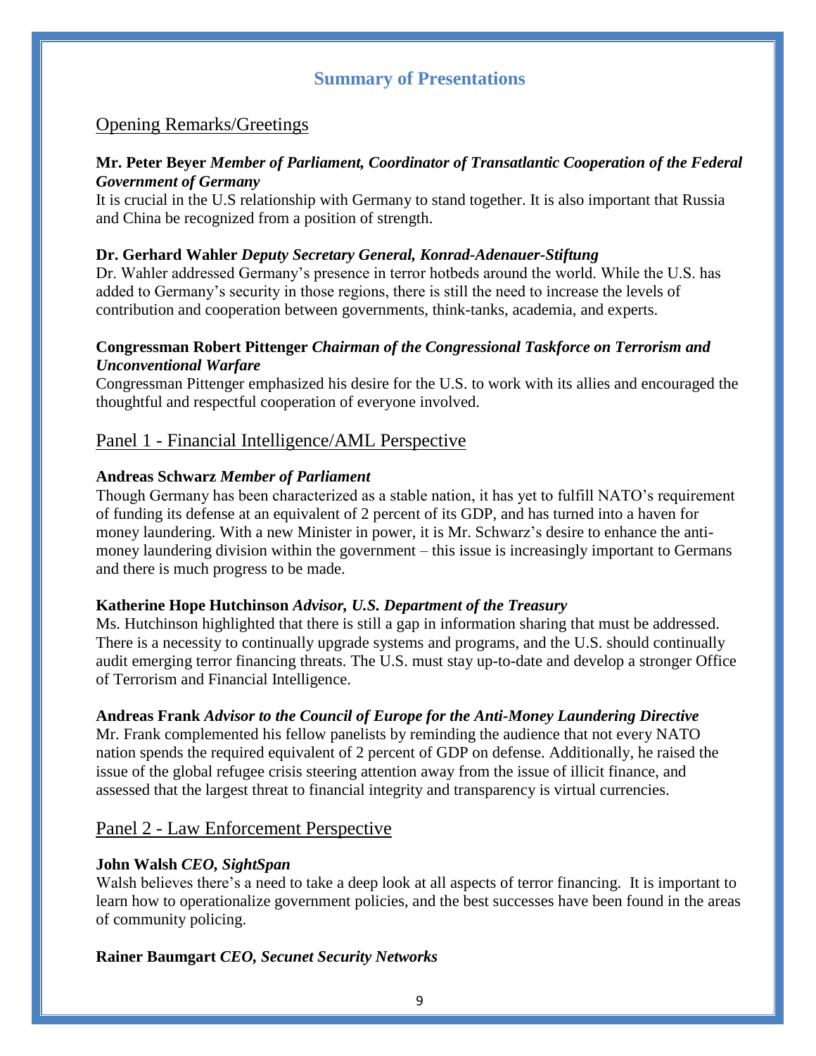## Summary of Presentations

### Opening Remarks/Greetings

**Mr. Peter Beyer** ***Member of Parliament, Coordinator of Transatlantic Cooperation of the Federal Government of Germany***

It is crucial in the U.S relationship with Germany to stand together. It is also important that Russia and China be recognized from a position of strength.

**Dr. Gerhard Wahler** ***Deputy Secretary General, Konrad-Adenauer-Stiftung***

Dr. Wahler addressed Germany's presence in terror hotbeds around the world. While the U.S. has added to Germany's security in those regions, there is still the need to increase the levels of contribution and cooperation between governments, think-tanks, academia, and experts.

**Congressman Robert Pittenger** ***Chairman of the Congressional Taskforce on Terrorism and Unconventional Warfare***

Congressman Pittenger emphasized his desire for the U.S. to work with its allies and encouraged the thoughtful and respectful cooperation of everyone involved.

### Panel 1 - Financial Intelligence/AML Perspective

**Andreas Schwarz** ***Member of Parliament***

Though Germany has been characterized as a stable nation, it has yet to fulfill NATO's requirement of funding its defense at an equivalent of 2 percent of its GDP, and has turned into a haven for money laundering. With a new Minister in power, it is Mr. Schwarz's desire to enhance the anti-money laundering division within the government – this issue is increasingly important to Germans and there is much progress to be made.

**Katherine Hope Hutchinson** ***Advisor, U.S. Department of the Treasury***

Ms. Hutchinson highlighted that there is still a gap in information sharing that must be addressed. There is a necessity to continually upgrade systems and programs, and the U.S. should continually audit emerging terror financing threats. The U.S. must stay up-to-date and develop a stronger Office of Terrorism and Financial Intelligence.

**Andreas Frank** ***Advisor to the Council of Europe for the Anti-Money Laundering Directive***

Mr. Frank complemented his fellow panelists by reminding the audience that not every NATO nation spends the required equivalent of 2 percent of GDP on defense. Additionally, he raised the issue of the global refugee crisis steering attention away from the issue of illicit finance, and assessed that the largest threat to financial integrity and transparency is virtual currencies.

### Panel 2 - Law Enforcement Perspective

**John Walsh** ***CEO, SightSpan***

Walsh believes there's a need to take a deep look at all aspects of terror financing. It is important to learn how to operationalize government policies, and the best successes have been found in the areas of community policing.

**Rainer Baumgart** ***CEO, Secunet Security Networks***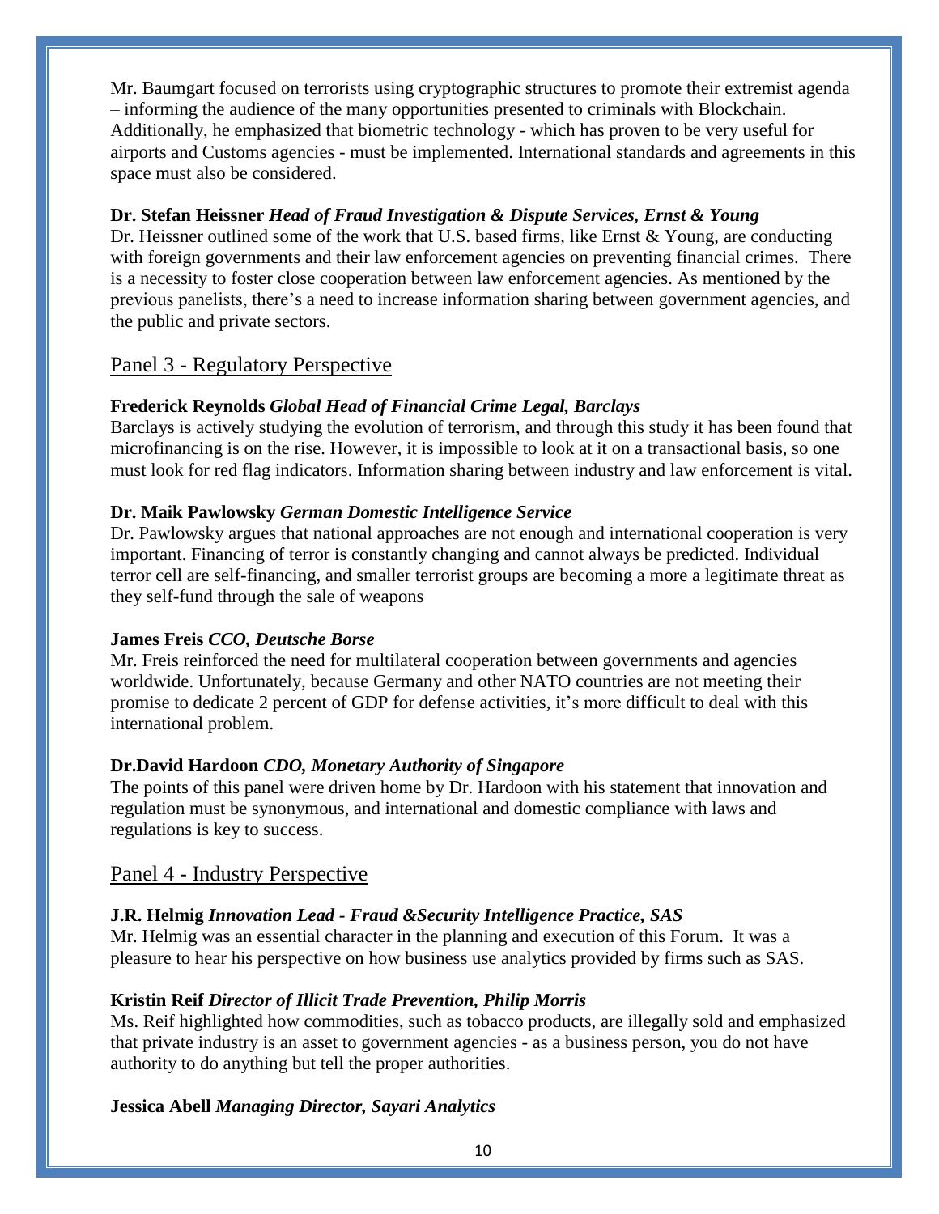Mr. Baumgart focused on terrorists using cryptographic structures to promote their extremist agenda – informing the audience of the many opportunities presented to criminals with Blockchain. Additionally, he emphasized that biometric technology - which has proven to be very useful for airports and Customs agencies - must be implemented. International standards and agreements in this space must also be considered.

**Dr. Stefan Heissner** ***Head of Fraud Investigation & Dispute Services, Ernst & Young***
Dr. Heissner outlined some of the work that U.S. based firms, like Ernst & Young, are conducting with foreign governments and their law enforcement agencies on preventing financial crimes. There is a necessity to foster close cooperation between law enforcement agencies. As mentioned by the previous panelists, there's a need to increase information sharing between government agencies, and the public and private sectors.

## Panel 3 - Regulatory Perspective

**Frederick Reynolds** ***Global Head of Financial Crime Legal, Barclays***
Barclays is actively studying the evolution of terrorism, and through this study it has been found that microfinancing is on the rise. However, it is impossible to look at it on a transactional basis, so one must look for red flag indicators. Information sharing between industry and law enforcement is vital.

**Dr. Maik Pawlowsky** ***German Domestic Intelligence Service***
Dr. Pawlowsky argues that national approaches are not enough and international cooperation is very important. Financing of terror is constantly changing and cannot always be predicted. Individual terror cell are self-financing, and smaller terrorist groups are becoming a more a legitimate threat as they self-fund through the sale of weapons

**James Freis** ***CCO, Deutsche Borse***
Mr. Freis reinforced the need for multilateral cooperation between governments and agencies worldwide. Unfortunately, because Germany and other NATO countries are not meeting their promise to dedicate 2 percent of GDP for defense activities, it's more difficult to deal with this international problem.

**Dr.David Hardoon** ***CDO, Monetary Authority of Singapore***
The points of this panel were driven home by Dr. Hardoon with his statement that innovation and regulation must be synonymous, and international and domestic compliance with laws and regulations is key to success.

## Panel 4 - Industry Perspective

**J.R. Helmig** ***Innovation Lead - Fraud &Security Intelligence Practice, SAS***
Mr. Helmig was an essential character in the planning and execution of this Forum. It was a pleasure to hear his perspective on how business use analytics provided by firms such as SAS.

**Kristin Reif** ***Director of Illicit Trade Prevention, Philip Morris***
Ms. Reif highlighted how commodities, such as tobacco products, are illegally sold and emphasized that private industry is an asset to government agencies - as a business person, you do not have authority to do anything but tell the proper authorities.

**Jessica Abell** ***Managing Director, Sayari Analytics***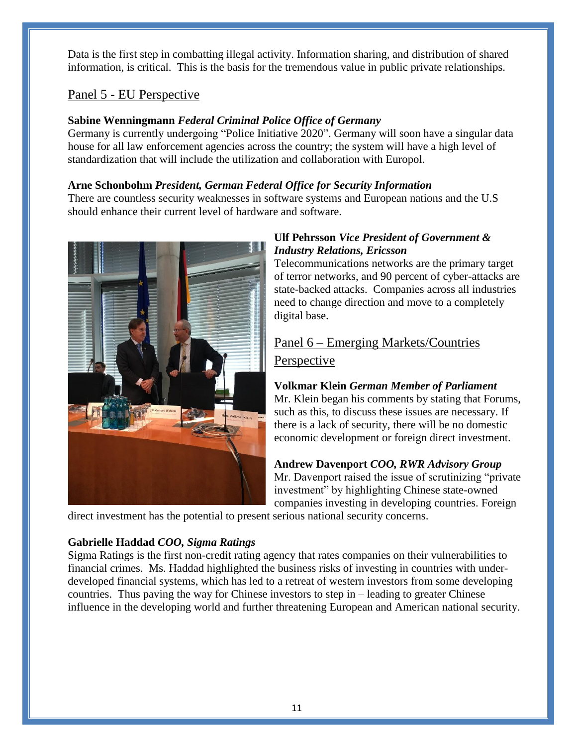Data is the first step in combatting illegal activity. Information sharing, and distribution of shared information, is critical. This is the basis for the tremendous value in public private relationships.

## Panel 5 - EU Perspective

**Sabine Wenningmann** ***Federal Criminal Police Office of Germany***
Germany is currently undergoing "Police Initiative 2020". Germany will soon have a singular data house for all law enforcement agencies across the country; the system will have a high level of standardization that will include the utilization and collaboration with Europol.

**Arne Schonbohm** ***President, German Federal Office for Security Information***
There are countless security weaknesses in software systems and European nations and the U.S should enhance their current level of hardware and software.

**Ulf Pehrsson** ***Vice President of Government & Industry Relations, Ericsson***
Telecommunications networks are the primary target of terror networks, and 90 percent of cyber-attacks are state-backed attacks. Companies across all industries need to change direction and move to a completely digital base.

## Panel 6 – Emerging Markets/Countries Perspective

**Volkmar Klein** ***German Member of Parliament***
Mr. Klein began his comments by stating that Forums, such as this, to discuss these issues are necessary. If there is a lack of security, there will be no domestic economic development or foreign direct investment.

**Andrew Davenport** ***COO, RWR Advisory Group***
Mr. Davenport raised the issue of scrutinizing "private investment" by highlighting Chinese state-owned companies investing in developing countries. Foreign direct investment has the potential to present serious national security concerns.

**Gabrielle Haddad** ***COO, Sigma Ratings***
Sigma Ratings is the first non-credit rating agency that rates companies on their vulnerabilities to financial crimes. Ms. Haddad highlighted the business risks of investing in countries with under-developed financial systems, which has led to a retreat of western investors from some developing countries. Thus paving the way for Chinese investors to step in – leading to greater Chinese influence in the developing world and further threatening European and American national security.